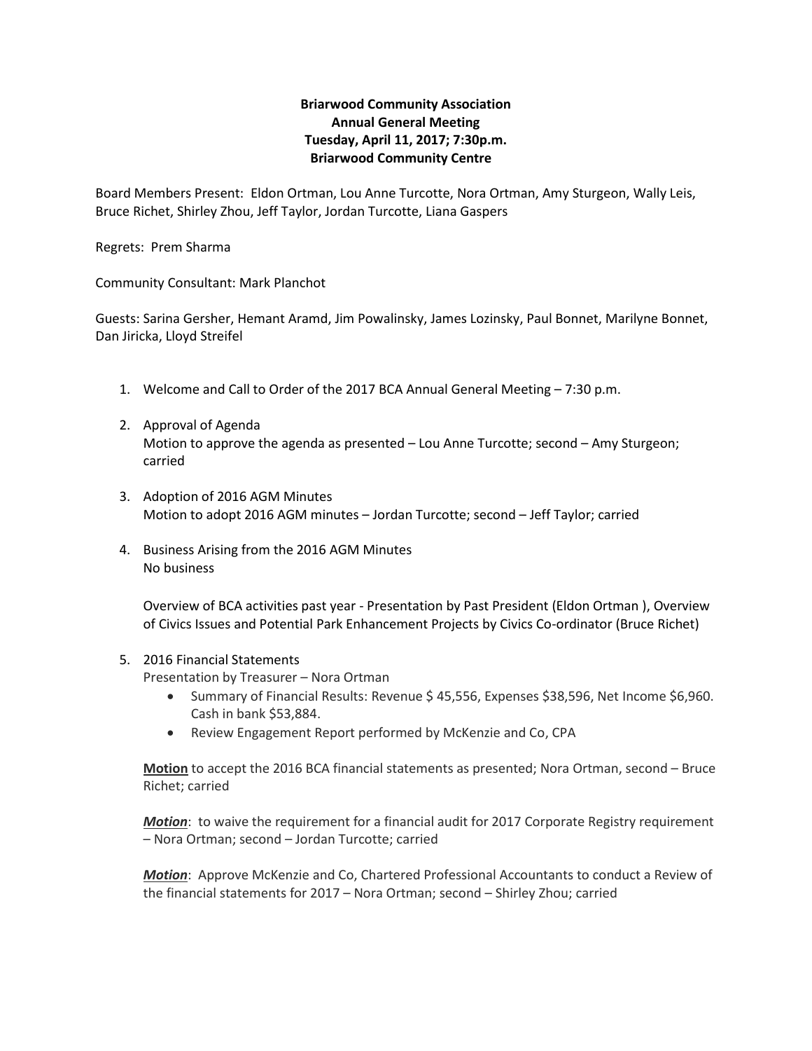**Briarwood Community Association**
**Annual General Meeting**
**Tuesday, April 11, 2017; 7:30p.m.**
**Briarwood Community Centre**

Board Members Present: Eldon Ortman, Lou Anne Turcotte, Nora Ortman, Amy Sturgeon, Wally Leis, Bruce Richet, Shirley Zhou, Jeff Taylor, Jordan Turcotte, Liana Gaspers

Regrets: Prem Sharma

Community Consultant: Mark Planchot

Guests: Sarina Gersher, Hemant Aramd, Jim Powalinsky, James Lozinsky, Paul Bonnet, Marilyne Bonnet, Dan Jiricka, Lloyd Streifel

1. Welcome and Call to Order of the 2017 BCA Annual General Meeting – 7:30 p.m.

2. Approval of Agenda
   Motion to approve the agenda as presented – Lou Anne Turcotte; second – Amy Sturgeon; carried

3. Adoption of 2016 AGM Minutes
   Motion to adopt 2016 AGM minutes – Jordan Turcotte; second – Jeff Taylor; carried

4. Business Arising from the 2016 AGM Minutes
   No business

   Overview of BCA activities past year - Presentation by Past President (Eldon Ortman ), Overview of Civics Issues and Potential Park Enhancement Projects by Civics Co-ordinator (Bruce Richet)

5. 2016 Financial Statements
   Presentation by Treasurer – Nora Ortman
   - Summary of Financial Results: Revenue $ 45,556, Expenses $38,596, Net Income $6,960. Cash in bank $53,884.
   - Review Engagement Report performed by McKenzie and Co, CPA

   **Motion** to accept the 2016 BCA financial statements as presented; Nora Ortman, second – Bruce Richet; carried

   ***Motion***: to waive the requirement for a financial audit for 2017 Corporate Registry requirement – Nora Ortman; second – Jordan Turcotte; carried

   ***Motion***: Approve McKenzie and Co, Chartered Professional Accountants to conduct a Review of the financial statements for 2017 – Nora Ortman; second – Shirley Zhou; carried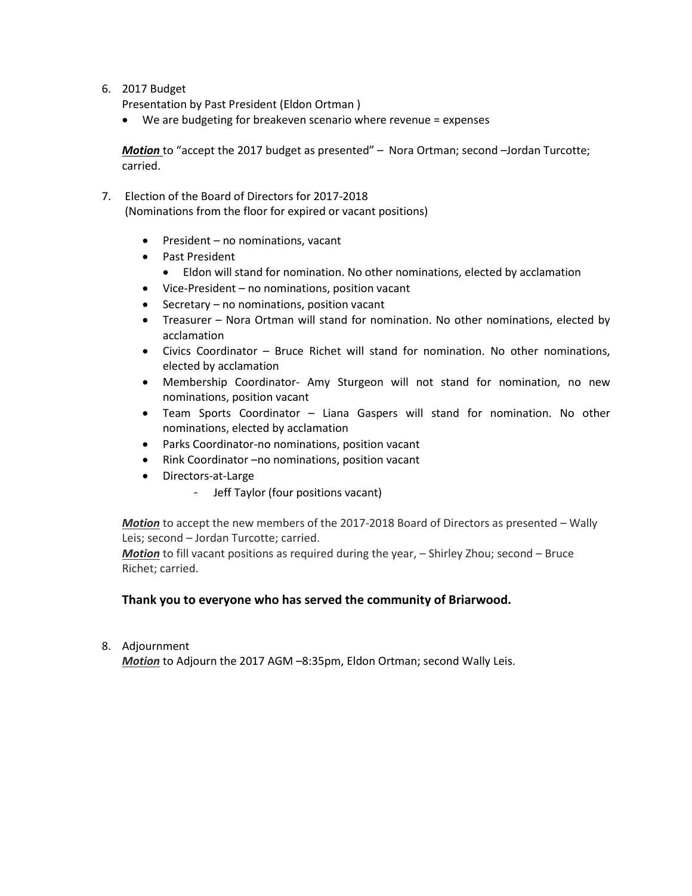6. 2017 Budget

   Presentation by Past President (Eldon Ortman )

   - We are budgeting for breakeven scenario where revenue = expenses

   ***Motion*** to "accept the 2017 budget as presented" – Nora Ortman; second –Jordan Turcotte; carried.

7. Election of the Board of Directors for 2017-2018

   (Nominations from the floor for expired or vacant positions)

   - President – no nominations, vacant
   - Past President
     - Eldon will stand for nomination. No other nominations, elected by acclamation
   - Vice-President – no nominations, position vacant
   - Secretary – no nominations, position vacant
   - Treasurer – Nora Ortman will stand for nomination. No other nominations, elected by acclamation
   - Civics Coordinator – Bruce Richet will stand for nomination. No other nominations, elected by acclamation
   - Membership Coordinator- Amy Sturgeon will not stand for nomination, no new nominations, position vacant
   - Team Sports Coordinator – Liana Gaspers will stand for nomination. No other nominations, elected by acclamation
   - Parks Coordinator-no nominations, position vacant
   - Rink Coordinator –no nominations, position vacant
   - Directors-at-Large
     - Jeff Taylor (four positions vacant)

   ***Motion*** to accept the new members of the 2017-2018 Board of Directors as presented – Wally Leis; second – Jordan Turcotte; carried.

   ***Motion*** to fill vacant positions as required during the year, – Shirley Zhou; second – Bruce Richet; carried.

   **Thank you to everyone who has served the community of Briarwood.**

8. Adjournment

   ***Motion*** to Adjourn the 2017 AGM –8:35pm, Eldon Ortman; second Wally Leis.